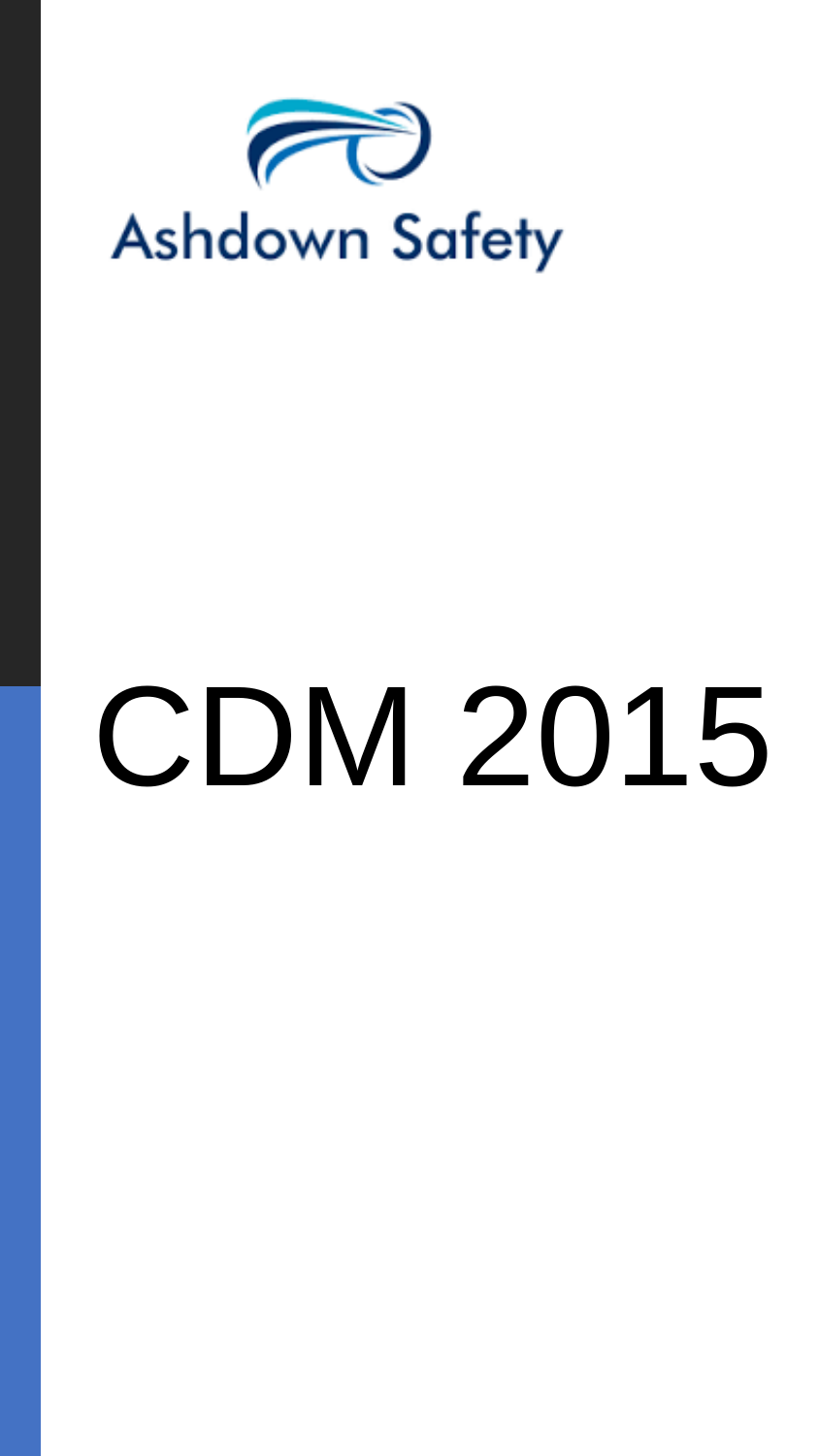Ashdown Safety

# CDM 2015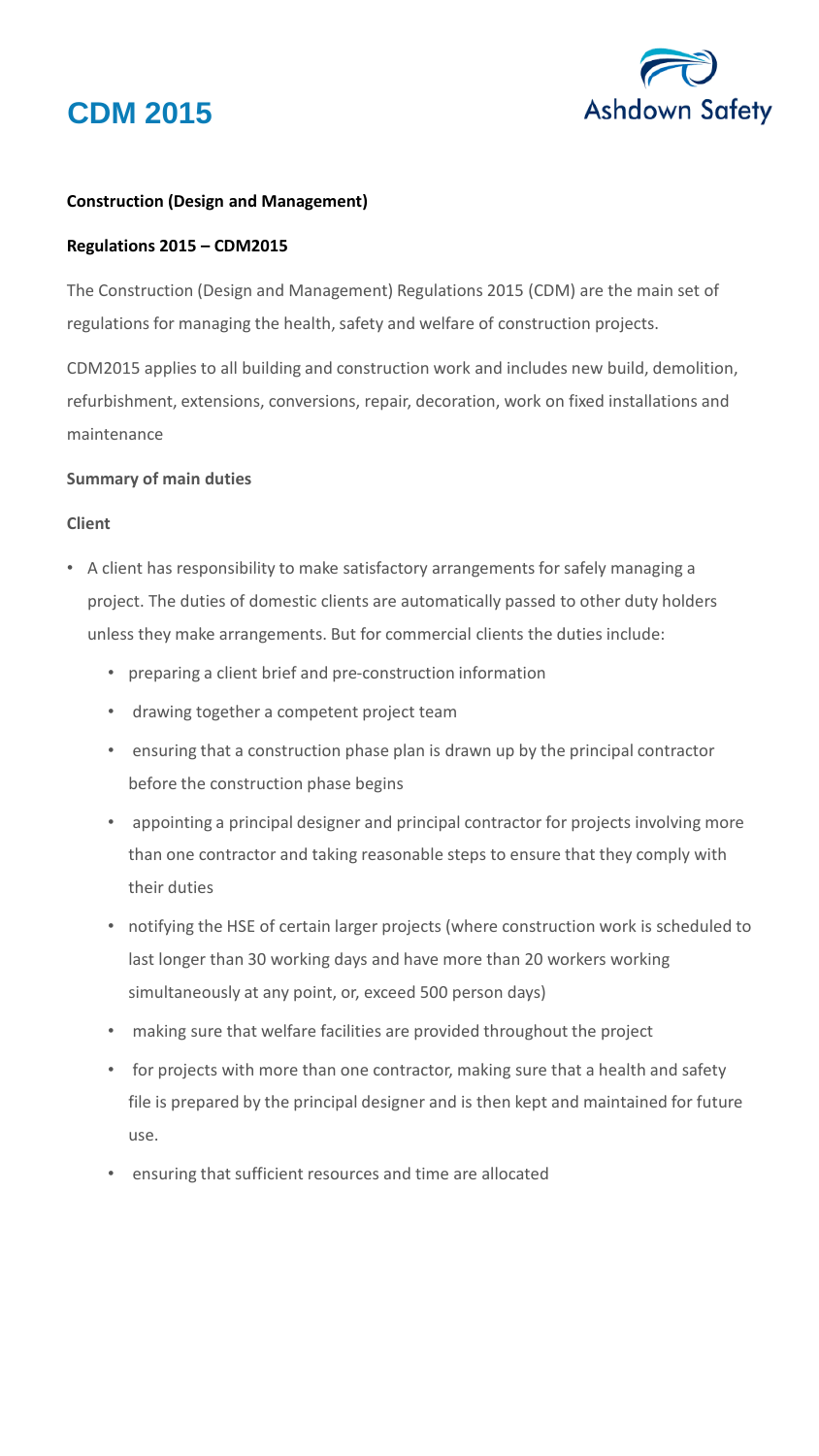# CDM 2015

**Construction (Design and Management)**

**Regulations 2015 – CDM2015**

The Construction (Design and Management) Regulations 2015 (CDM) are the main set of regulations for managing the health, safety and welfare of construction projects.

CDM2015 applies to all building and construction work and includes new build, demolition, refurbishment, extensions, conversions, repair, decoration, work on fixed installations and maintenance

**Summary of main duties**

**Client**

- A client has responsibility to make satisfactory arrangements for safely managing a project. The duties of domestic clients are automatically passed to other duty holders unless they make arrangements. But for commercial clients the duties include:
  - preparing a client brief and pre-construction information
  - drawing together a competent project team
  - ensuring that a construction phase plan is drawn up by the principal contractor before the construction phase begins
  - appointing a principal designer and principal contractor for projects involving more than one contractor and taking reasonable steps to ensure that they comply with their duties
  - notifying the HSE of certain larger projects (where construction work is scheduled to last longer than 30 working days and have more than 20 workers working simultaneously at any point, or, exceed 500 person days)
  - making sure that welfare facilities are provided throughout the project
  - for projects with more than one contractor, making sure that a health and safety file is prepared by the principal designer and is then kept and maintained for future use.
  - ensuring that sufficient resources and time are allocated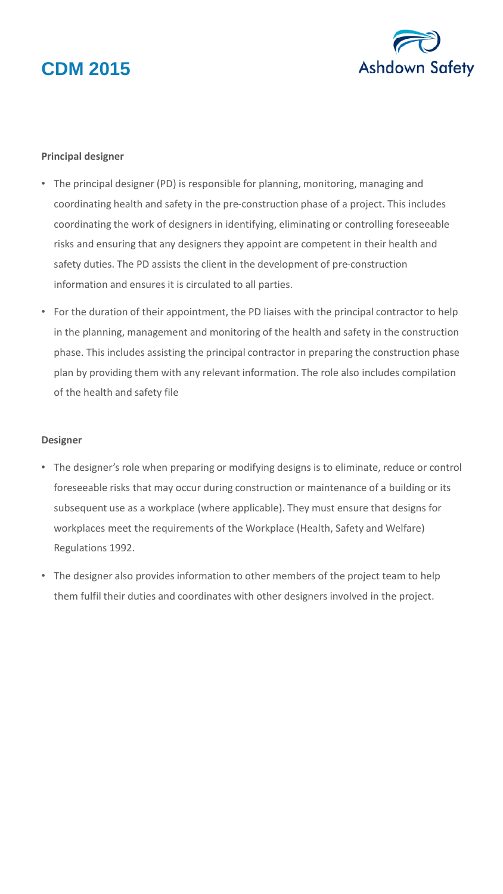**Principal designer**

- The principal designer (PD) is responsible for planning, monitoring, managing and coordinating health and safety in the pre-construction phase of a project. This includes coordinating the work of designers in identifying, eliminating or controlling foreseeable risks and ensuring that any designers they appoint are competent in their health and safety duties. The PD assists the client in the development of pre-construction information and ensures it is circulated to all parties.
- For the duration of their appointment, the PD liaises with the principal contractor to help in the planning, management and monitoring of the health and safety in the construction phase. This includes assisting the principal contractor in preparing the construction phase plan by providing them with any relevant information. The role also includes compilation of the health and safety file

**Designer**

- The designer's role when preparing or modifying designs is to eliminate, reduce or control foreseeable risks that may occur during construction or maintenance of a building or its subsequent use as a workplace (where applicable). They must ensure that designs for workplaces meet the requirements of the Workplace (Health, Safety and Welfare) Regulations 1992.
- The designer also provides information to other members of the project team to help them fulfil their duties and coordinates with other designers involved in the project.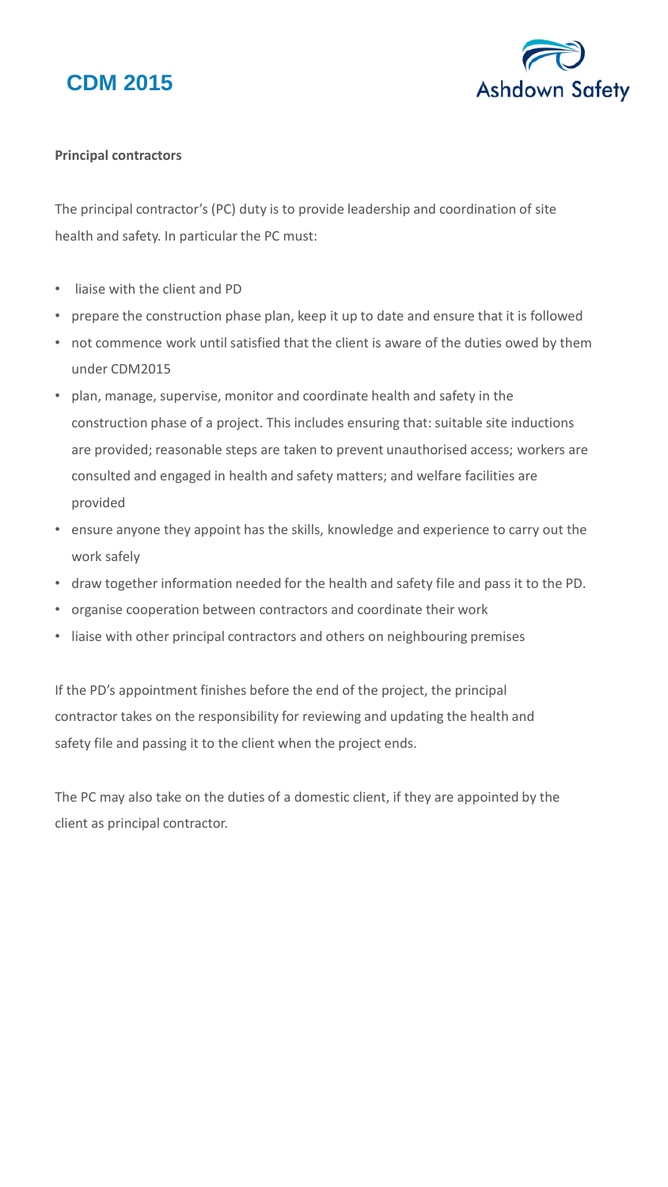**Principal contractors**

The principal contractor's (PC) duty is to provide leadership and coordination of site health and safety. In particular the PC must:

- liaise with the client and PD
- prepare the construction phase plan, keep it up to date and ensure that it is followed
- not commence work until satisfied that the client is aware of the duties owed by them under CDM2015
- plan, manage, supervise, monitor and coordinate health and safety in the construction phase of a project. This includes ensuring that: suitable site inductions are provided; reasonable steps are taken to prevent unauthorised access; workers are consulted and engaged in health and safety matters; and welfare facilities are provided
- ensure anyone they appoint has the skills, knowledge and experience to carry out the work safely
- draw together information needed for the health and safety file and pass it to the PD.
- organise cooperation between contractors and coordinate their work
- liaise with other principal contractors and others on neighbouring premises

If the PD's appointment finishes before the end of the project, the principal contractor takes on the responsibility for reviewing and updating the health and safety file and passing it to the client when the project ends.

The PC may also take on the duties of a domestic client, if they are appointed by the client as principal contractor.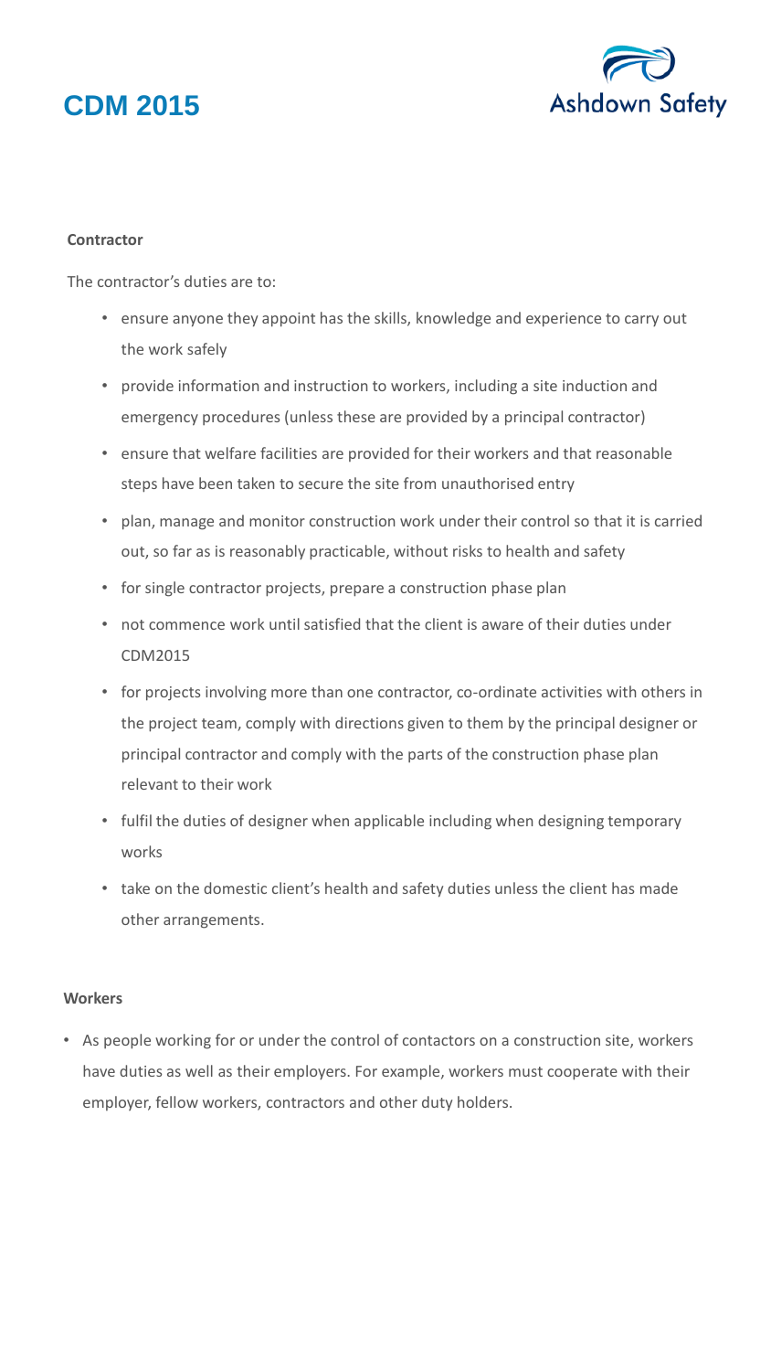**Contractor**

The contractor's duties are to:

- ensure anyone they appoint has the skills, knowledge and experience to carry out the work safely
- provide information and instruction to workers, including a site induction and emergency procedures (unless these are provided by a principal contractor)
- ensure that welfare facilities are provided for their workers and that reasonable steps have been taken to secure the site from unauthorised entry
- plan, manage and monitor construction work under their control so that it is carried out, so far as is reasonably practicable, without risks to health and safety
- for single contractor projects, prepare a construction phase plan
- not commence work until satisfied that the client is aware of their duties under CDM2015
- for projects involving more than one contractor, co-ordinate activities with others in the project team, comply with directions given to them by the principal designer or principal contractor and comply with the parts of the construction phase plan relevant to their work
- fulfil the duties of designer when applicable including when designing temporary works
- take on the domestic client's health and safety duties unless the client has made other arrangements.

**Workers**

- As people working for or under the control of contactors on a construction site, workers have duties as well as their employers. For example, workers must cooperate with their employer, fellow workers, contractors and other duty holders.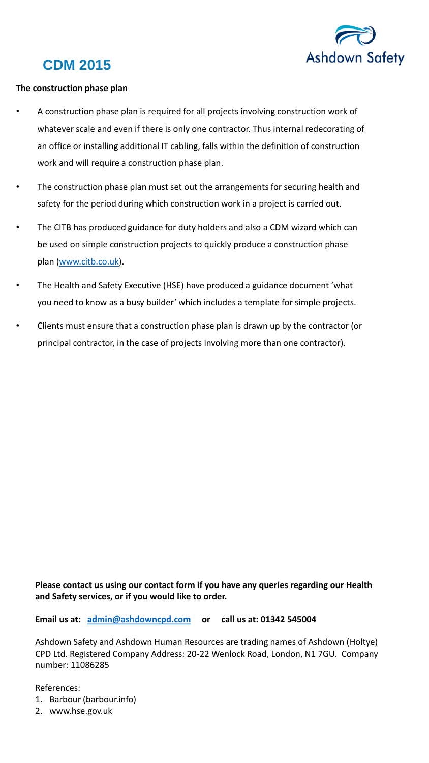# CDM 2015

Ashdown Safety

**The construction phase plan**

- A construction phase plan is required for all projects involving construction work of whatever scale and even if there is only one contractor. Thus internal redecorating of an office or installing additional IT cabling, falls within the definition of construction work and will require a construction phase plan.
- The construction phase plan must set out the arrangements for securing health and safety for the period during which construction work in a project is carried out.
- The CITB has produced guidance for duty holders and also a CDM wizard which can be used on simple construction projects to quickly produce a construction phase plan (www.citb.co.uk).
- The Health and Safety Executive (HSE) have produced a guidance document 'what you need to know as a busy builder' which includes a template for simple projects.
- Clients must ensure that a construction phase plan is drawn up by the contractor (or principal contractor, in the case of projects involving more than one contractor).

**Please contact us using our contact form if you have any queries regarding our Health and Safety services, or if you would like to order.**

**Email us at: admin@ashdowncpd.com or call us at: 01342 545004**

Ashdown Safety and Ashdown Human Resources are trading names of Ashdown (Holtye) CPD Ltd. Registered Company Address: 20-22 Wenlock Road, London, N1 7GU. Company number: 11086285

References:

1. Barbour (barbour.info)
2. www.hse.gov.uk